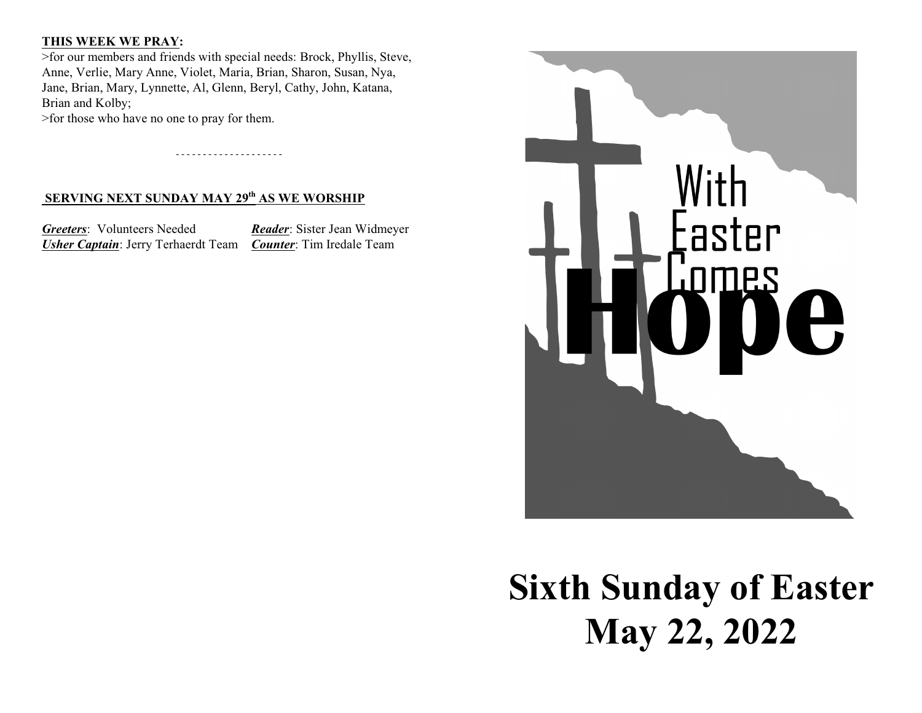**THIS WEEK WE PRAY:**

>for our members and friends with special needs: Brock, Phyllis, Steve, Anne, Verlie, Mary Anne, Violet, Maria, Brian, Sharon, Susan, Nya, Jane, Brian, Mary, Lynnette, Al, Glenn, Beryl, Cathy, John, Katana, Brian and Kolby;

>for those who have no one to pray for them.

- - - - - - - - - - - - - - - - - - - -

**SERVING NEXT SUNDAY MAY 29th AS WE WORSHIP**

***Greeters***: Volunteers Needed
***Reader***: Sister Jean Widmeyer
***Usher Captain***: Jerry Terhaerdt Team
***Counter***: Tim Iredale Team

With Easter Comes **Hope**

# Sixth Sunday of Easter
# May 22, 2022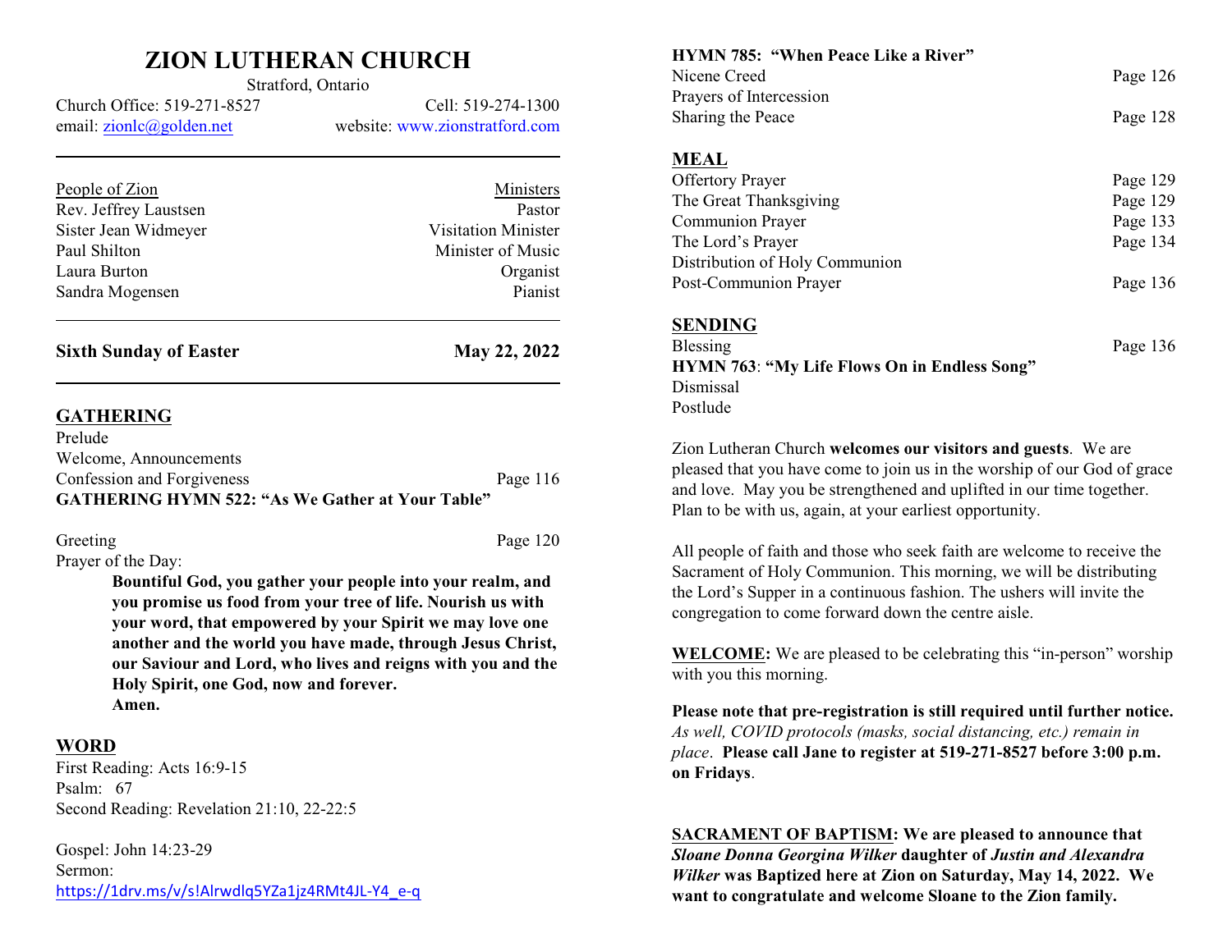# ZION LUTHERAN CHURCH

Stratford, Ontario

Church Office: 519-271-8527 Cell: 519-274-1300

email: zionlc@golden.net website: www.zionstratford.com

| People of Zion | Ministers |
|---|---|
| Rev. Jeffrey Laustsen | Pastor |
| Sister Jean Widmeyer | Visitation Minister |
| Paul Shilton | Minister of Music |
| Laura Burton | Organist |
| Sandra Mogensen | Pianist |

**Sixth Sunday of Easter** **May 22, 2022**

## GATHERING

Prelude

Welcome, Announcements

Confession and Forgiveness Page 116

**GATHERING HYMN 522: "As We Gather at Your Table"**

Greeting Page 120

Prayer of the Day:

> **Bountiful God, you gather your people into your realm, and you promise us food from your tree of life. Nourish us with your word, that empowered by your Spirit we may love one another and the world you have made, through Jesus Christ, our Saviour and Lord, who lives and reigns with you and the Holy Spirit, one God, now and forever.**
> **Amen.**

## WORD

First Reading: Acts 16:9-15

Psalm: 67

Second Reading: Revelation 21:10, 22-22:5

Gospel: John 14:23-29

Sermon:

https://1drv.ms/v/s!Alrwdlq5YZa1jz4RMt4JL-Y4_e-q

**HYMN 785: "When Peace Like a River"**

Nicene Creed Page 126

Prayers of Intercession

Sharing the Peace Page 128

## MEAL

Offertory Prayer Page 129

The Great Thanksgiving Page 129

Communion Prayer Page 133

The Lord's Prayer Page 134

Distribution of Holy Communion

Post-Communion Prayer Page 136

## SENDING

Blessing Page 136

**HYMN 763**: **"My Life Flows On in Endless Song"**

Dismissal

Postlude

Zion Lutheran Church **welcomes our visitors and guests**. We are pleased that you have come to join us in the worship of our God of grace and love. May you be strengthened and uplifted in our time together. Plan to be with us, again, at your earliest opportunity.

All people of faith and those who seek faith are welcome to receive the Sacrament of Holy Communion. This morning, we will be distributing the Lord's Supper in a continuous fashion. The ushers will invite the congregation to come forward down the centre aisle.

**WELCOME:** We are pleased to be celebrating this "in-person" worship with you this morning.

**Please note that pre-registration is still required until further notice.** *As well, COVID protocols (masks, social distancing, etc.) remain in place*. **Please call Jane to register at 519-271-8527 before 3:00 p.m. on Fridays**.

**SACRAMENT OF BAPTISM: We are pleased to announce that *Sloane Donna Georgina Wilker* daughter of *Justin and Alexandra Wilker* was Baptized here at Zion on Saturday, May 14, 2022. We want to congratulate and welcome Sloane to the Zion family.**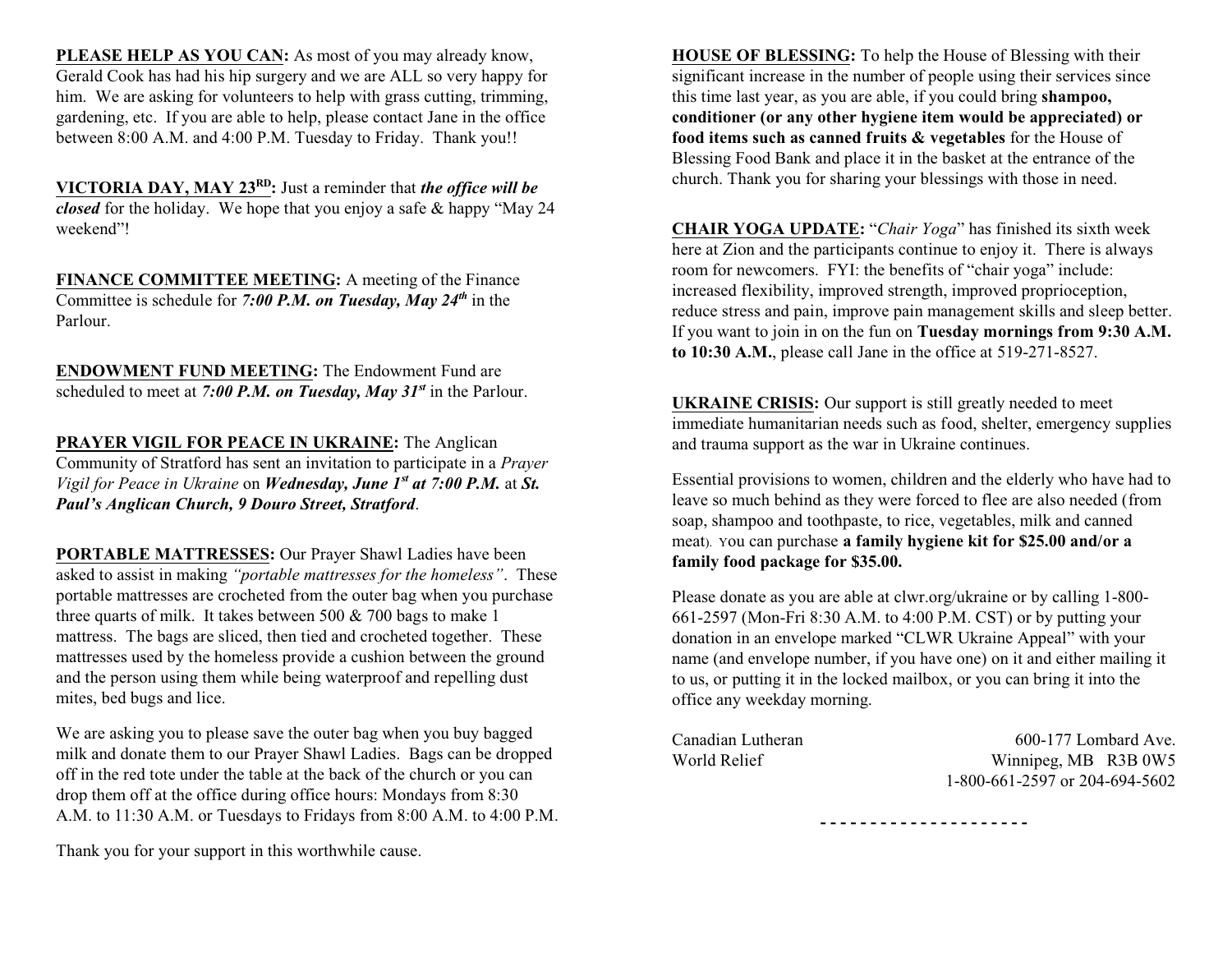**PLEASE HELP AS YOU CAN:** As most of you may already know, Gerald Cook has had his hip surgery and we are ALL so very happy for him. We are asking for volunteers to help with grass cutting, trimming, gardening, etc. If you are able to help, please contact Jane in the office between 8:00 A.M. and 4:00 P.M. Tuesday to Friday. Thank you!!

**VICTORIA DAY, MAY 23RD:** Just a reminder that ***the office will be closed*** for the holiday. We hope that you enjoy a safe & happy "May 24 weekend"!

**FINANCE COMMITTEE MEETING:** A meeting of the Finance Committee is schedule for ***7:00 P.M. on Tuesday, May 24th*** in the Parlour.

**ENDOWMENT FUND MEETING:** The Endowment Fund are scheduled to meet at ***7:00 P.M. on Tuesday, May 31st*** in the Parlour.

**PRAYER VIGIL FOR PEACE IN UKRAINE:** The Anglican Community of Stratford has sent an invitation to participate in a *Prayer Vigil for Peace in Ukraine* on ***Wednesday, June 1st at 7:00 P.M.*** at ***St. Paul's Anglican Church, 9 Douro Street, Stratford***.

**PORTABLE MATTRESSES:** Our Prayer Shawl Ladies have been asked to assist in making *"portable mattresses for the homeless"*. These portable mattresses are crocheted from the outer bag when you purchase three quarts of milk. It takes between 500 & 700 bags to make 1 mattress. The bags are sliced, then tied and crocheted together. These mattresses used by the homeless provide a cushion between the ground and the person using them while being waterproof and repelling dust mites, bed bugs and lice.

We are asking you to please save the outer bag when you buy bagged milk and donate them to our Prayer Shawl Ladies. Bags can be dropped off in the red tote under the table at the back of the church or you can drop them off at the office during office hours: Mondays from 8:30 A.M. to 11:30 A.M. or Tuesdays to Fridays from 8:00 A.M. to 4:00 P.M.

Thank you for your support in this worthwhile cause.

**HOUSE OF BLESSING:** To help the House of Blessing with their significant increase in the number of people using their services since this time last year, as you are able, if you could bring **shampoo, conditioner (or any other hygiene item would be appreciated) or food items such as canned fruits & vegetables** for the House of Blessing Food Bank and place it in the basket at the entrance of the church. Thank you for sharing your blessings with those in need.

**CHAIR YOGA UPDATE:** "*Chair Yoga*" has finished its sixth week here at Zion and the participants continue to enjoy it. There is always room for newcomers. FYI: the benefits of "chair yoga" include: increased flexibility, improved strength, improved proprioception, reduce stress and pain, improve pain management skills and sleep better. If you want to join in on the fun on **Tuesday mornings from 9:30 A.M. to 10:30 A.M.**, please call Jane in the office at 519-271-8527.

**UKRAINE CRISIS:** Our support is still greatly needed to meet immediate humanitarian needs such as food, shelter, emergency supplies and trauma support as the war in Ukraine continues.

Essential provisions to women, children and the elderly who have had to leave so much behind as they were forced to flee are also needed (from soap, shampoo and toothpaste, to rice, vegetables, milk and canned meat). You can purchase **a family hygiene kit for $25.00 and/or a family food package for $35.00.**

Please donate as you are able at clwr.org/ukraine or by calling 1-800-661-2597 (Mon-Fri 8:30 A.M. to 4:00 P.M. CST) or by putting your donation in an envelope marked "CLWR Ukraine Appeal" with your name (and envelope number, if you have one) on it and either mailing it to us, or putting it in the locked mailbox, or you can bring it into the office any weekday morning.

Canadian Lutheran
World Relief

600-177 Lombard Ave.
Winnipeg, MB R3B 0W5
1-800-661-2597 or 204-694-5602

- - - - - - - - - - - - - - - - - - - -